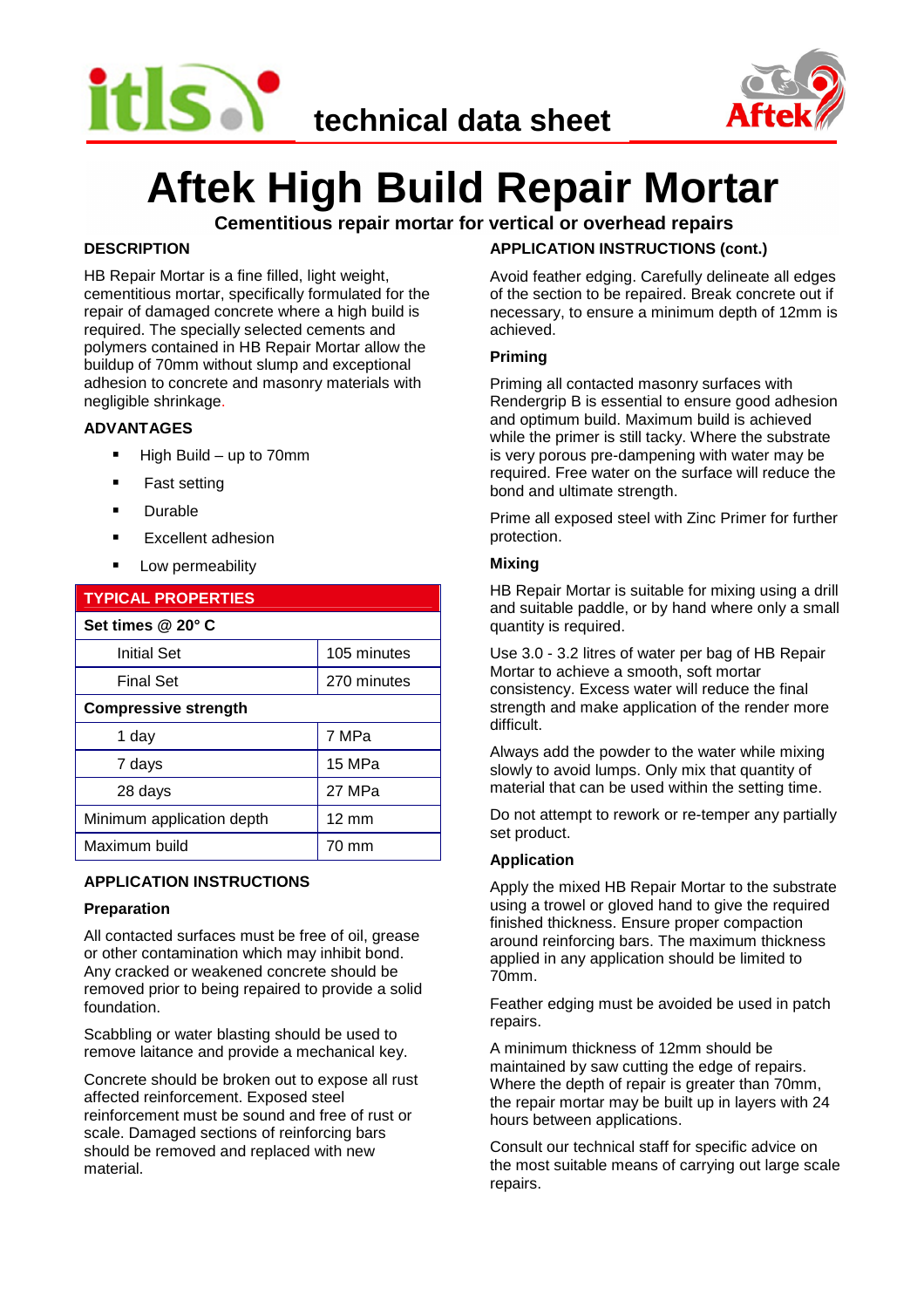technical data sheet

# Aftek High Build Repair Mortar

**Cementitious repair mortar for vertical or overhead repairs**

## DESCRIPTION

HB Repair Mortar is a fine filled, light weight, cementitious mortar, specifically formulated for the repair of damaged concrete where a high build is required. The specially selected cements and polymers contained in HB Repair Mortar allow the buildup of 70mm without slump and exceptional adhesion to concrete and masonry materials with negligible shrinkage.

## ADVANTAGES

- High Build – up to 70mm
- Fast setting
- Durable
- Excellent adhesion
- Low permeability

| TYPICAL PROPERTIES | |
|---|---|
| **Set times @ 20° C** | |
| Initial Set | 105 minutes |
| Final Set | 270 minutes |
| **Compressive strength** | |
| 1 day | 7 MPa |
| 7 days | 15 MPa |
| 28 days | 27 MPa |
| Minimum application depth | 12 mm |
| Maximum build | 70 mm |

## APPLICATION INSTRUCTIONS

### Preparation

All contacted surfaces must be free of oil, grease or other contamination which may inhibit bond. Any cracked or weakened concrete should be removed prior to being repaired to provide a solid foundation.

Scabbling or water blasting should be used to remove laitance and provide a mechanical key.

Concrete should be broken out to expose all rust affected reinforcement. Exposed steel reinforcement must be sound and free of rust or scale. Damaged sections of reinforcing bars should be removed and replaced with new material.

## APPLICATION INSTRUCTIONS (cont.)

Avoid feather edging. Carefully delineate all edges of the section to be repaired. Break concrete out if necessary, to ensure a minimum depth of 12mm is achieved.

### Priming

Priming all contacted masonry surfaces with Rendergrip B is essential to ensure good adhesion and optimum build. Maximum build is achieved while the primer is still tacky. Where the substrate is very porous pre-dampening with water may be required. Free water on the surface will reduce the bond and ultimate strength.

Prime all exposed steel with Zinc Primer for further protection.

### Mixing

HB Repair Mortar is suitable for mixing using a drill and suitable paddle, or by hand where only a small quantity is required.

Use 3.0 - 3.2 litres of water per bag of HB Repair Mortar to achieve a smooth, soft mortar consistency. Excess water will reduce the final strength and make application of the render more difficult.

Always add the powder to the water while mixing slowly to avoid lumps. Only mix that quantity of material that can be used within the setting time.

Do not attempt to rework or re-temper any partially set product.

### Application

Apply the mixed HB Repair Mortar to the substrate using a trowel or gloved hand to give the required finished thickness. Ensure proper compaction around reinforcing bars. The maximum thickness applied in any application should be limited to 70mm.

Feather edging must be avoided be used in patch repairs.

A minimum thickness of 12mm should be maintained by saw cutting the edge of repairs. Where the depth of repair is greater than 70mm, the repair mortar may be built up in layers with 24 hours between applications.

Consult our technical staff for specific advice on the most suitable means of carrying out large scale repairs.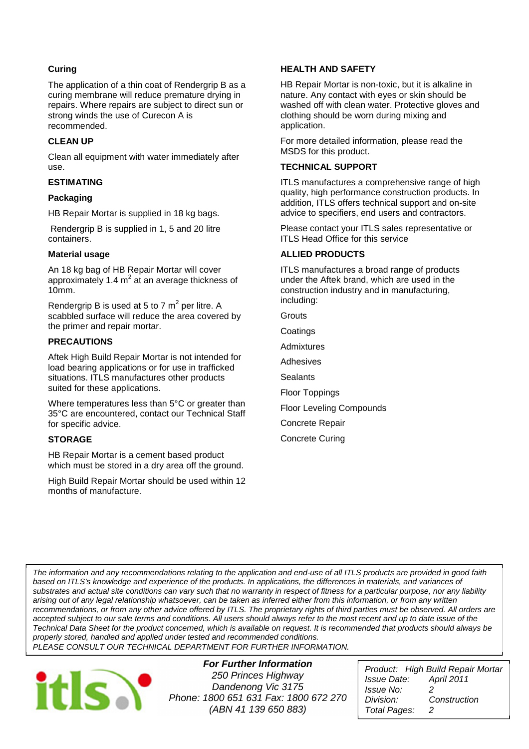### Curing

The application of a thin coat of Rendergrip B as a curing membrane will reduce premature drying in repairs. Where repairs are subject to direct sun or strong winds the use of Curecon A is recommended.

## CLEAN UP

Clean all equipment with water immediately after use.

## ESTIMATING

### Packaging

HB Repair Mortar is supplied in 18 kg bags.

Rendergrip B is supplied in 1, 5 and 20 litre containers.

### Material usage

An 18 kg bag of HB Repair Mortar will cover approximately 1.4 $m^2$ at an average thickness of 10mm.

Rendergrip B is used at 5 to 7 $m^2$ per litre. A scabbled surface will reduce the area covered by the primer and repair mortar.

## PRECAUTIONS

Aftek High Build Repair Mortar is not intended for load bearing applications or for use in trafficked situations. ITLS manufactures other products suited for these applications.

Where temperatures less than 5°C or greater than 35°C are encountered, contact our Technical Staff for specific advice.

## STORAGE

HB Repair Mortar is a cement based product which must be stored in a dry area off the ground.

High Build Repair Mortar should be used within 12 months of manufacture.

## HEALTH AND SAFETY

HB Repair Mortar is non-toxic, but it is alkaline in nature. Any contact with eyes or skin should be washed off with clean water. Protective gloves and clothing should be worn during mixing and application.

For more detailed information, please read the MSDS for this product.

## TECHNICAL SUPPORT

ITLS manufactures a comprehensive range of high quality, high performance construction products. In addition, ITLS offers technical support and on-site advice to specifiers, end users and contractors.

Please contact your ITLS sales representative or ITLS Head Office for this service

## ALLIED PRODUCTS

ITLS manufactures a broad range of products under the Aftek brand, which are used in the construction industry and in manufacturing, including:

Grouts

Coatings

Admixtures

Adhesives

Sealants

Floor Toppings

Floor Leveling Compounds

Concrete Repair

Concrete Curing

*The information and any recommendations relating to the application and end-use of all ITLS products are provided in good faith based on ITLS's knowledge and experience of the products. In applications, the differences in materials, and variances of substrates and actual site conditions can vary such that no warranty in respect of fitness for a particular purpose, nor any liability arising out of any legal relationship whatsoever, can be taken as inferred either from this information, or from any written recommendations, or from any other advice offered by ITLS. The proprietary rights of third parties must be observed. All orders are accepted subject to our sale terms and conditions. All users should always refer to the most recent and up to date issue of the Technical Data Sheet for the product concerned, which is available on request. It is recommended that products should always be properly stored, handled and applied under tested and recommended conditions.*
*PLEASE CONSULT OUR TECHNICAL DEPARTMENT FOR FURTHER INFORMATION.*

***For Further Information***
*250 Princes Highway*
*Dandenong Vic 3175*
*Phone: 1800 651 631 Fax: 1800 672 270*
*(ABN 41 139 650 883)*

*Product: High Build Repair Mortar*
*Issue Date: April 2011*
*Issue No: 2*
*Division: Construction*
*Total Pages: 2*